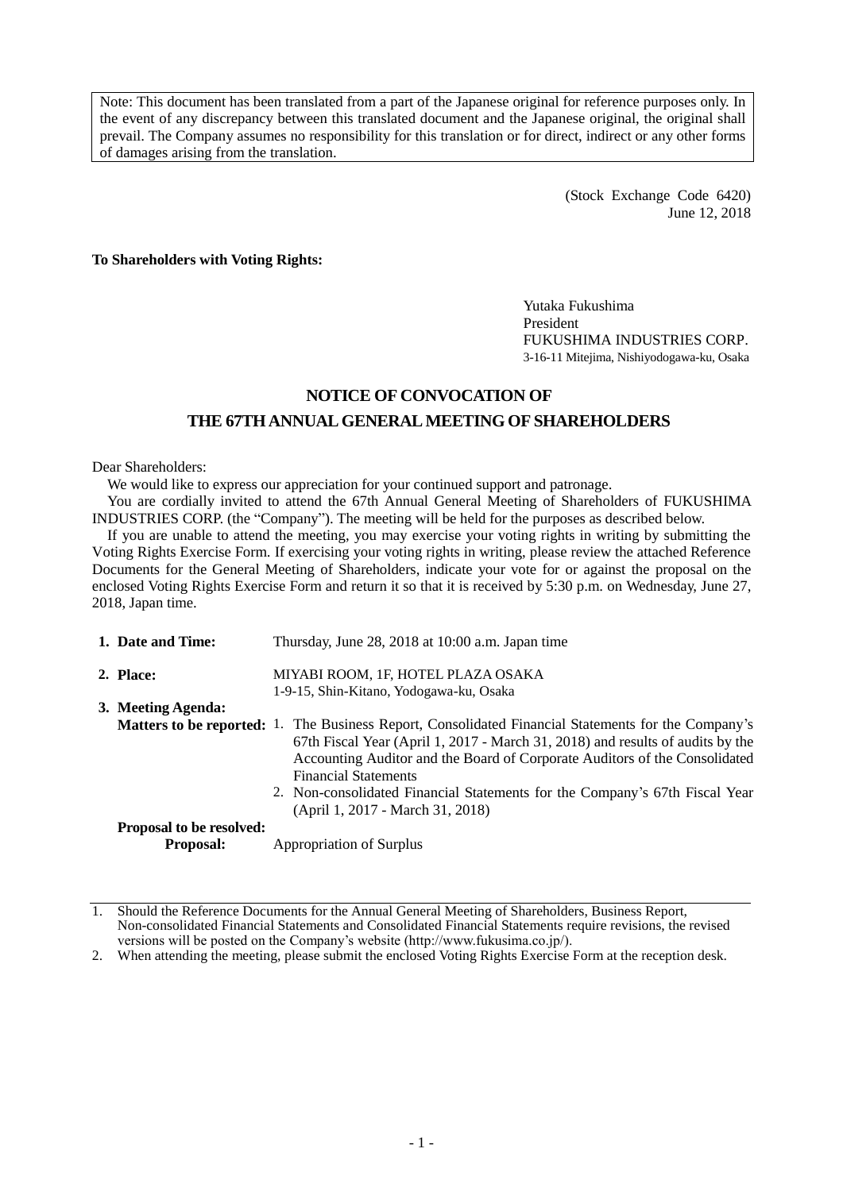Note: This document has been translated from a part of the Japanese original for reference purposes only. In the event of any discrepancy between this translated document and the Japanese original, the original shall prevail. The Company assumes no responsibility for this translation or for direct, indirect or any other forms of damages arising from the translation.

(Stock Exchange Code 6420)
June 12, 2018

**To Shareholders with Voting Rights:**

Yutaka Fukushima
President
FUKUSHIMA INDUSTRIES CORP.
3-16-11 Mitejima, Nishiyodogawa-ku, Osaka

# NOTICE OF CONVOCATION OF THE 67TH ANNUAL GENERAL MEETING OF SHAREHOLDERS

Dear Shareholders:

We would like to express our appreciation for your continued support and patronage.

You are cordially invited to attend the 67th Annual General Meeting of Shareholders of FUKUSHIMA INDUSTRIES CORP. (the "Company"). The meeting will be held for the purposes as described below.

If you are unable to attend the meeting, you may exercise your voting rights in writing by submitting the Voting Rights Exercise Form. If exercising your voting rights in writing, please review the attached Reference Documents for the General Meeting of Shareholders, indicate your vote for or against the proposal on the enclosed Voting Rights Exercise Form and return it so that it is received by 5:30 p.m. on Wednesday, June 27, 2018, Japan time.

**1. Date and Time:** Thursday, June 28, 2018 at 10:00 a.m. Japan time

**2. Place:** MIYABI ROOM, 1F, HOTEL PLAZA OSAKA
1-9-15, Shin-Kitano, Yodogawa-ku, Osaka

**3. Meeting Agenda:**

**Matters to be reported:**

1. The Business Report, Consolidated Financial Statements for the Company's 67th Fiscal Year (April 1, 2017 - March 31, 2018) and results of audits by the Accounting Auditor and the Board of Corporate Auditors of the Consolidated Financial Statements
2. Non-consolidated Financial Statements for the Company's 67th Fiscal Year (April 1, 2017 - March 31, 2018)

**Proposal to be resolved:**

**Proposal:** Appropriation of Surplus

---

1. Should the Reference Documents for the Annual General Meeting of Shareholders, Business Report, Non-consolidated Financial Statements and Consolidated Financial Statements require revisions, the revised versions will be posted on the Company's website (http://www.fukusima.co.jp/).
2. When attending the meeting, please submit the enclosed Voting Rights Exercise Form at the reception desk.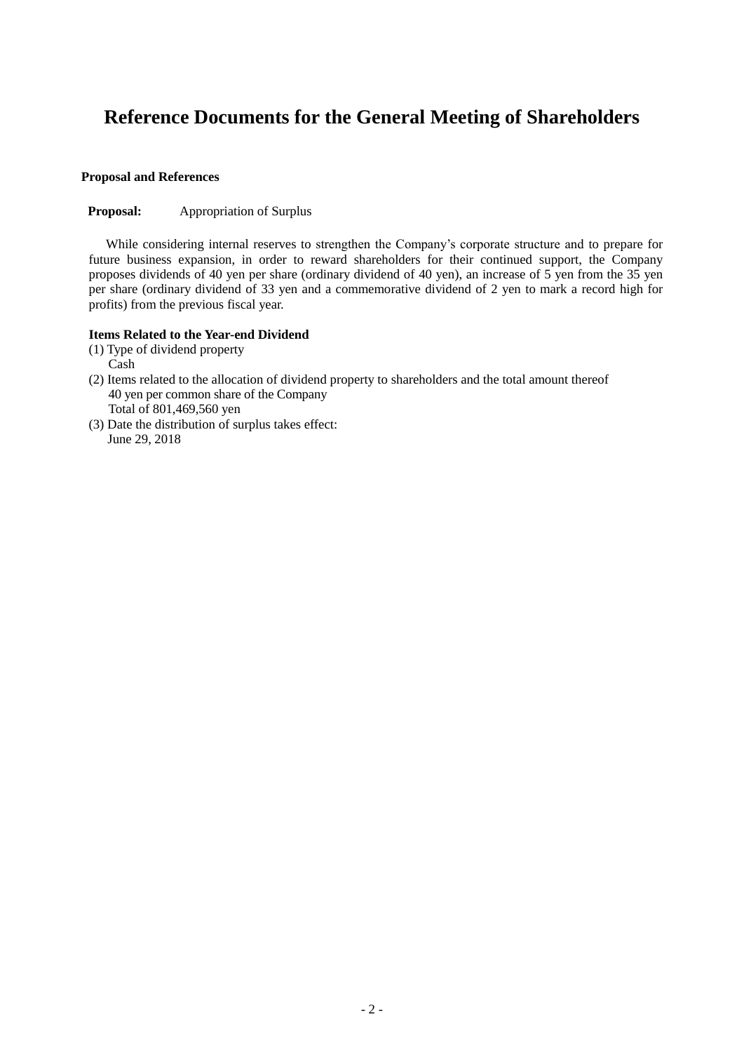# Reference Documents for the General Meeting of Shareholders

**Proposal and References**

**Proposal:** Appropriation of Surplus

While considering internal reserves to strengthen the Company's corporate structure and to prepare for future business expansion, in order to reward shareholders for their continued support, the Company proposes dividends of 40 yen per share (ordinary dividend of 40 yen), an increase of 5 yen from the 35 yen per share (ordinary dividend of 33 yen and a commemorative dividend of 2 yen to mark a record high for profits) from the previous fiscal year.

**Items Related to the Year-end Dividend**

(1) Type of dividend property
　Cash

(2) Items related to the allocation of dividend property to shareholders and the total amount thereof
　40 yen per common share of the Company
　Total of 801,469,560 yen

(3) Date the distribution of surplus takes effect:
　June 29, 2018